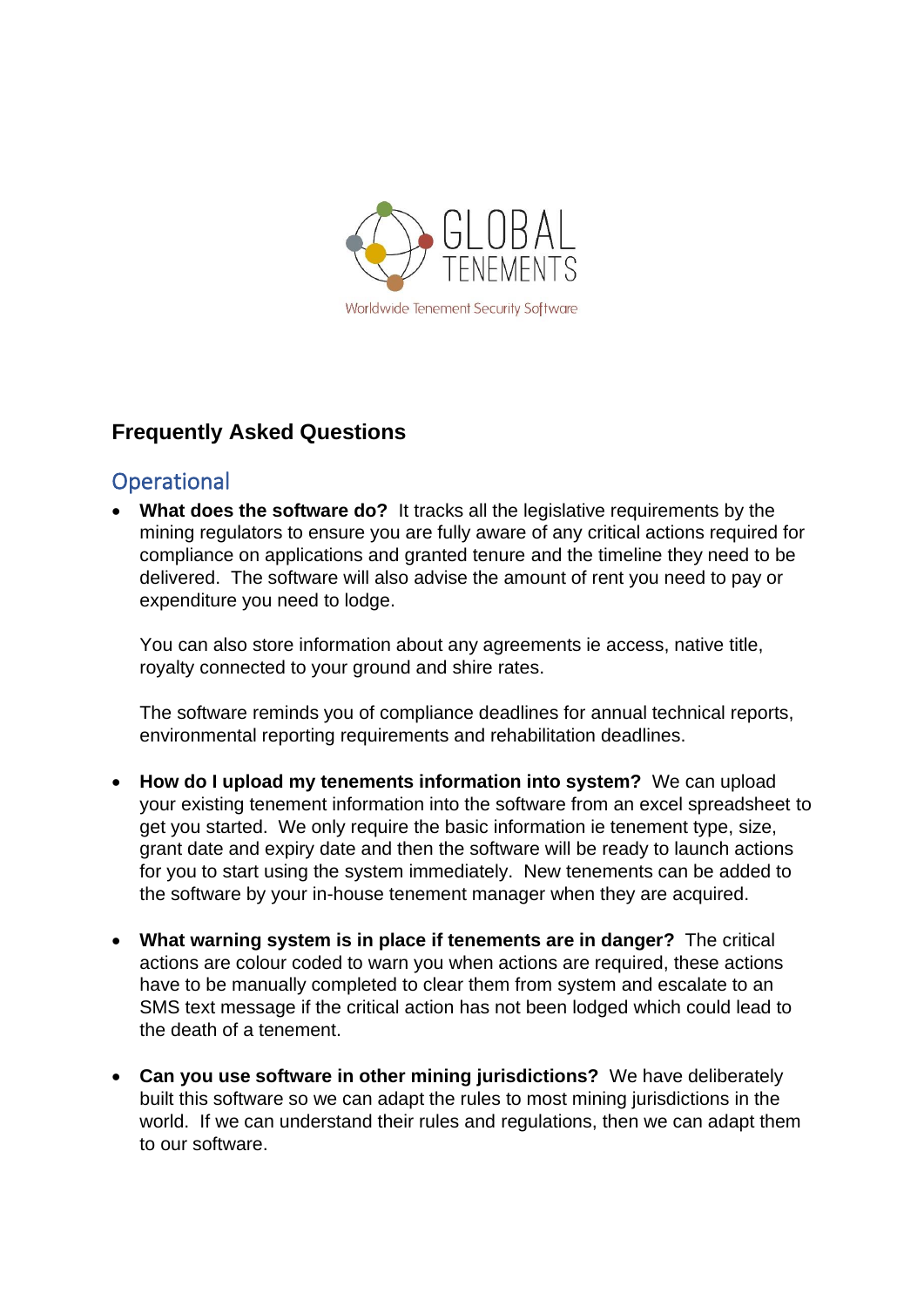GLOBAL TENEMENTS

Worldwide Tenement Security Software

## Frequently Asked Questions

### Operational

- **What does the software do?** It tracks all the legislative requirements by the mining regulators to ensure you are fully aware of any critical actions required for compliance on applications and granted tenure and the timeline they need to be delivered. The software will also advise the amount of rent you need to pay or expenditure you need to lodge.

  You can also store information about any agreements ie access, native title, royalty connected to your ground and shire rates.

  The software reminds you of compliance deadlines for annual technical reports, environmental reporting requirements and rehabilitation deadlines.

- **How do I upload my tenements information into system?** We can upload your existing tenement information into the software from an excel spreadsheet to get you started. We only require the basic information ie tenement type, size, grant date and expiry date and then the software will be ready to launch actions for you to start using the system immediately. New tenements can be added to the software by your in-house tenement manager when they are acquired.

- **What warning system is in place if tenements are in danger?** The critical actions are colour coded to warn you when actions are required, these actions have to be manually completed to clear them from system and escalate to an SMS text message if the critical action has not been lodged which could lead to the death of a tenement.

- **Can you use software in other mining jurisdictions?** We have deliberately built this software so we can adapt the rules to most mining jurisdictions in the world. If we can understand their rules and regulations, then we can adapt them to our software.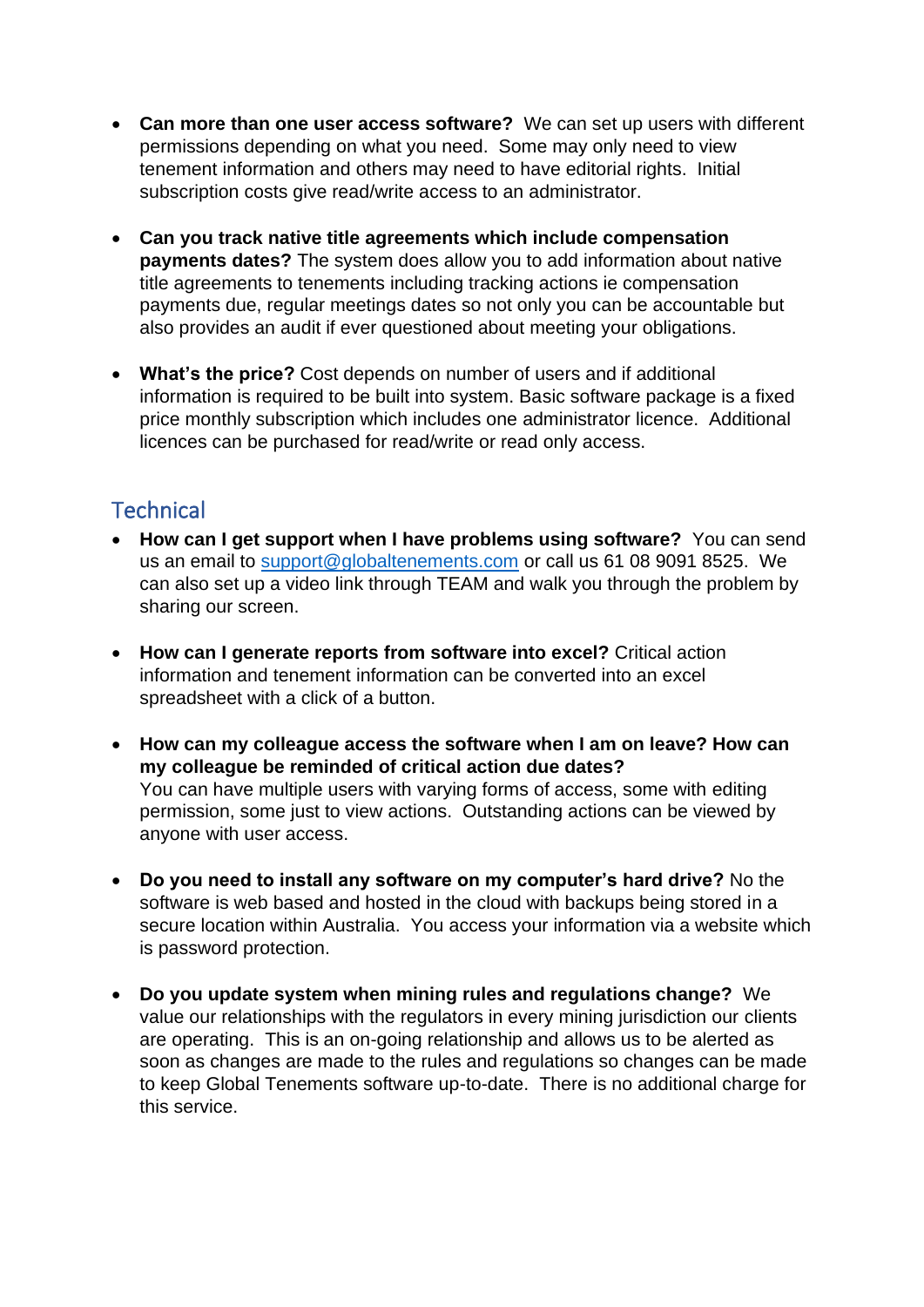- **Can more than one user access software?** We can set up users with different permissions depending on what you need. Some may only need to view tenement information and others may need to have editorial rights. Initial subscription costs give read/write access to an administrator.

- **Can you track native title agreements which include compensation payments dates?** The system does allow you to add information about native title agreements to tenements including tracking actions ie compensation payments due, regular meetings dates so not only you can be accountable but also provides an audit if ever questioned about meeting your obligations.

- **What's the price?** Cost depends on number of users and if additional information is required to be built into system. Basic software package is a fixed price monthly subscription which includes one administrator licence. Additional licences can be purchased for read/write or read only access.

## Technical

- **How can I get support when I have problems using software?** You can send us an email to support@globaltenements.com or call us 61 08 9091 8525. We can also set up a video link through TEAM and walk you through the problem by sharing our screen.

- **How can I generate reports from software into excel?** Critical action information and tenement information can be converted into an excel spreadsheet with a click of a button.

- **How can my colleague access the software when I am on leave? How can my colleague be reminded of critical action due dates?**
  You can have multiple users with varying forms of access, some with editing permission, some just to view actions. Outstanding actions can be viewed by anyone with user access.

- **Do you need to install any software on my computer's hard drive?** No the software is web based and hosted in the cloud with backups being stored in a secure location within Australia. You access your information via a website which is password protection.

- **Do you update system when mining rules and regulations change?** We value our relationships with the regulators in every mining jurisdiction our clients are operating. This is an on-going relationship and allows us to be alerted as soon as changes are made to the rules and regulations so changes can be made to keep Global Tenements software up-to-date. There is no additional charge for this service.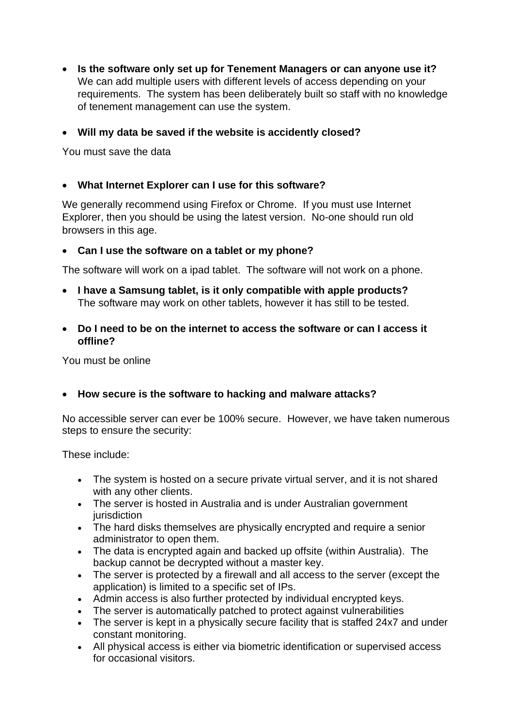- **Is the software only set up for Tenement Managers or can anyone use it?** We can add multiple users with different levels of access depending on your requirements. The system has been deliberately built so staff with no knowledge of tenement management can use the system.

- **Will my data be saved if the website is accidently closed?**

You must save the data

- **What Internet Explorer can I use for this software?**

We generally recommend using Firefox or Chrome. If you must use Internet Explorer, then you should be using the latest version. No-one should run old browsers in this age.

- **Can I use the software on a tablet or my phone?**

The software will work on a ipad tablet. The software will not work on a phone.

- **I have a Samsung tablet, is it only compatible with apple products?** The software may work on other tablets, however it has still to be tested.

- **Do I need to be on the internet to access the software or can I access it offline?**

You must be online

- **How secure is the software to hacking and malware attacks?**

No accessible server can ever be 100% secure. However, we have taken numerous steps to ensure the security:

These include:

- The system is hosted on a secure private virtual server, and it is not shared with any other clients.
- The server is hosted in Australia and is under Australian government jurisdiction
- The hard disks themselves are physically encrypted and require a senior administrator to open them.
- The data is encrypted again and backed up offsite (within Australia). The backup cannot be decrypted without a master key.
- The server is protected by a firewall and all access to the server (except the application) is limited to a specific set of IPs.
- Admin access is also further protected by individual encrypted keys.
- The server is automatically patched to protect against vulnerabilities
- The server is kept in a physically secure facility that is staffed 24x7 and under constant monitoring.
- All physical access is either via biometric identification or supervised access for occasional visitors.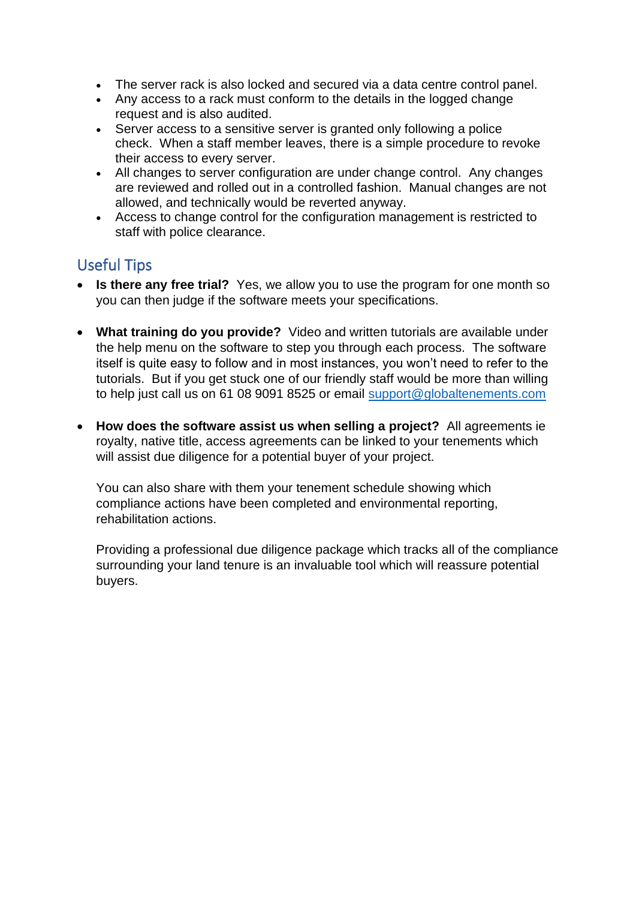- The server rack is also locked and secured via a data centre control panel.
- Any access to a rack must conform to the details in the logged change request and is also audited.
- Server access to a sensitive server is granted only following a police check. When a staff member leaves, there is a simple procedure to revoke their access to every server.
- All changes to server configuration are under change control. Any changes are reviewed and rolled out in a controlled fashion. Manual changes are not allowed, and technically would be reverted anyway.
- Access to change control for the configuration management is restricted to staff with police clearance.

## Useful Tips

- **Is there any free trial?** Yes, we allow you to use the program for one month so you can then judge if the software meets your specifications.

- **What training do you provide?** Video and written tutorials are available under the help menu on the software to step you through each process. The software itself is quite easy to follow and in most instances, you won't need to refer to the tutorials. But if you get stuck one of our friendly staff would be more than willing to help just call us on 61 08 9091 8525 or email support@globaltenements.com

- **How does the software assist us when selling a project?** All agreements ie royalty, native title, access agreements can be linked to your tenements which will assist due diligence for a potential buyer of your project.

  You can also share with them your tenement schedule showing which compliance actions have been completed and environmental reporting, rehabilitation actions.

  Providing a professional due diligence package which tracks all of the compliance surrounding your land tenure is an invaluable tool which will reassure potential buyers.